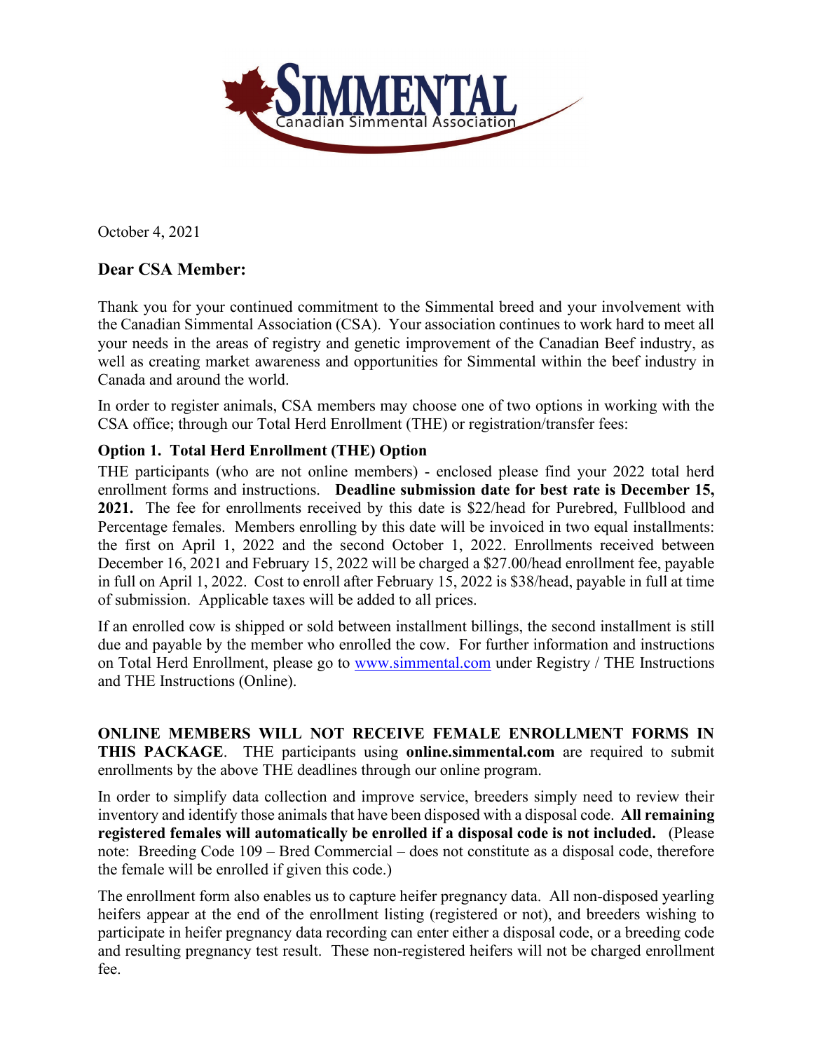SIMMENTAL

Canadian Simmental Association

October 4, 2021

**Dear CSA Member:**

Thank you for your continued commitment to the Simmental breed and your involvement with the Canadian Simmental Association (CSA). Your association continues to work hard to meet all your needs in the areas of registry and genetic improvement of the Canadian Beef industry, as well as creating market awareness and opportunities for Simmental within the beef industry in Canada and around the world.

In order to register animals, CSA members may choose one of two options in working with the CSA office; through our Total Herd Enrollment (THE) or registration/transfer fees:

**Option 1. Total Herd Enrollment (THE) Option**

THE participants (who are not online members) - enclosed please find your 2022 total herd enrollment forms and instructions. **Deadline submission date for best rate is December 15, 2021.** The fee for enrollments received by this date is $22/head for Purebred, Fullblood and Percentage females. Members enrolling by this date will be invoiced in two equal installments: the first on April 1, 2022 and the second October 1, 2022. Enrollments received between December 16, 2021 and February 15, 2022 will be charged a $27.00/head enrollment fee, payable in full on April 1, 2022. Cost to enroll after February 15, 2022 is $38/head, payable in full at time of submission. Applicable taxes will be added to all prices.

If an enrolled cow is shipped or sold between installment billings, the second installment is still due and payable by the member who enrolled the cow. For further information and instructions on Total Herd Enrollment, please go to www.simmental.com under Registry / THE Instructions and THE Instructions (Online).

**ONLINE MEMBERS WILL NOT RECEIVE FEMALE ENROLLMENT FORMS IN THIS PACKAGE**. THE participants using **online.simmental.com** are required to submit enrollments by the above THE deadlines through our online program.

In order to simplify data collection and improve service, breeders simply need to review their inventory and identify those animals that have been disposed with a disposal code. **All remaining registered females will automatically be enrolled if a disposal code is not included.** (Please note: Breeding Code 109 – Bred Commercial – does not constitute as a disposal code, therefore the female will be enrolled if given this code.)

The enrollment form also enables us to capture heifer pregnancy data. All non-disposed yearling heifers appear at the end of the enrollment listing (registered or not), and breeders wishing to participate in heifer pregnancy data recording can enter either a disposal code, or a breeding code and resulting pregnancy test result. These non-registered heifers will not be charged enrollment fee.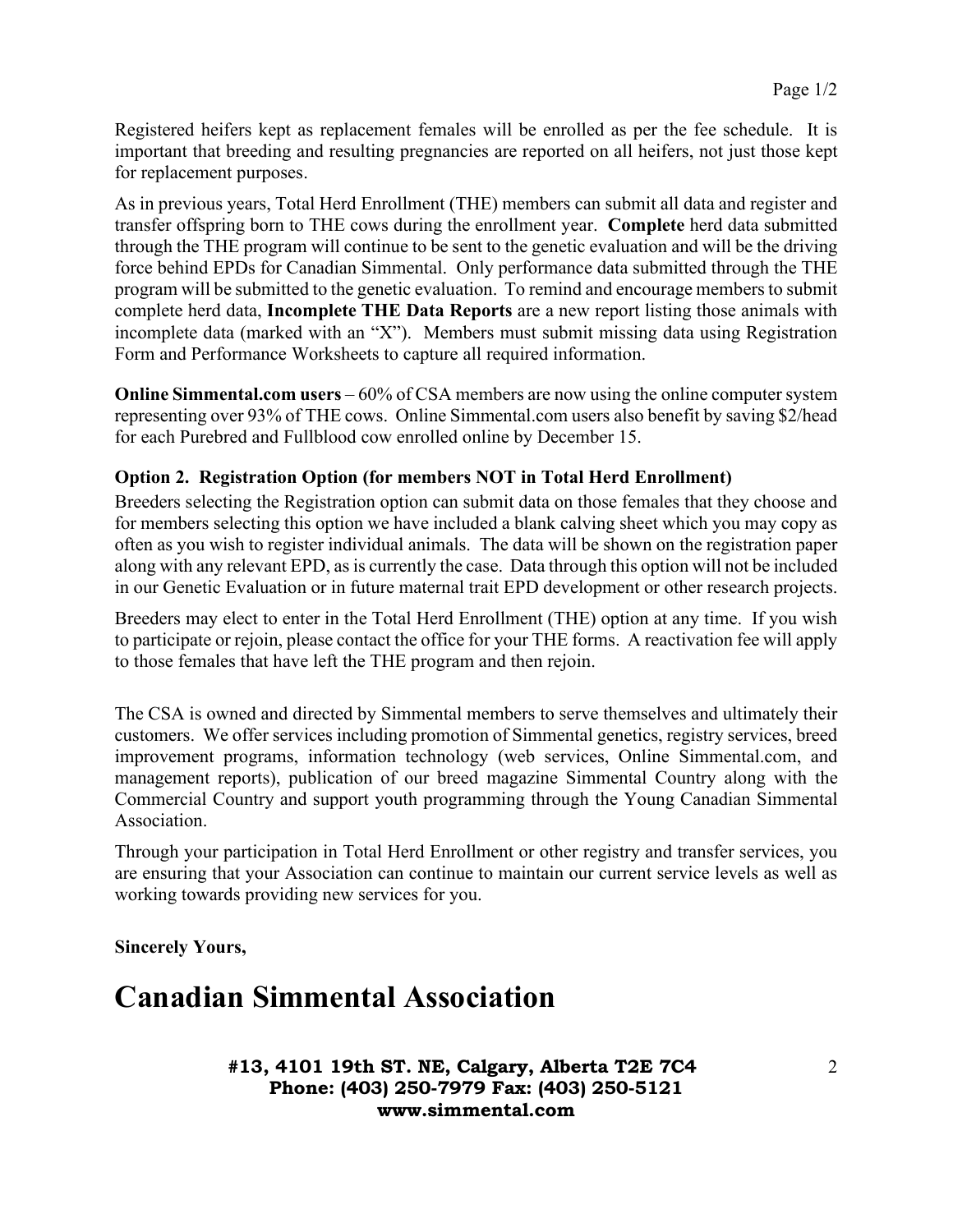Registered heifers kept as replacement females will be enrolled as per the fee schedule. It is important that breeding and resulting pregnancies are reported on all heifers, not just those kept for replacement purposes.

As in previous years, Total Herd Enrollment (THE) members can submit all data and register and transfer offspring born to THE cows during the enrollment year. **Complete** herd data submitted through the THE program will continue to be sent to the genetic evaluation and will be the driving force behind EPDs for Canadian Simmental. Only performance data submitted through the THE program will be submitted to the genetic evaluation. To remind and encourage members to submit complete herd data, **Incomplete THE Data Reports** are a new report listing those animals with incomplete data (marked with an "X"). Members must submit missing data using Registration Form and Performance Worksheets to capture all required information.

**Online Simmental.com users** – 60% of CSA members are now using the online computer system representing over 93% of THE cows. Online Simmental.com users also benefit by saving $2/head for each Purebred and Fullblood cow enrolled online by December 15.

**Option 2. Registration Option (for members NOT in Total Herd Enrollment)**

Breeders selecting the Registration option can submit data on those females that they choose and for members selecting this option we have included a blank calving sheet which you may copy as often as you wish to register individual animals. The data will be shown on the registration paper along with any relevant EPD, as is currently the case. Data through this option will not be included in our Genetic Evaluation or in future maternal trait EPD development or other research projects.

Breeders may elect to enter in the Total Herd Enrollment (THE) option at any time. If you wish to participate or rejoin, please contact the office for your THE forms. A reactivation fee will apply to those females that have left the THE program and then rejoin.

The CSA is owned and directed by Simmental members to serve themselves and ultimately their customers. We offer services including promotion of Simmental genetics, registry services, breed improvement programs, information technology (web services, Online Simmental.com, and management reports), publication of our breed magazine Simmental Country along with the Commercial Country and support youth programming through the Young Canadian Simmental Association.

Through your participation in Total Herd Enrollment or other registry and transfer services, you are ensuring that your Association can continue to maintain our current service levels as well as working towards providing new services for you.

**Sincerely Yours,**

# Canadian Simmental Association

**#13, 4101 19th ST. NE, Calgary, Alberta T2E 7C4**
**Phone: (403) 250-7979 Fax: (403) 250-5121**
**www.simmental.com**